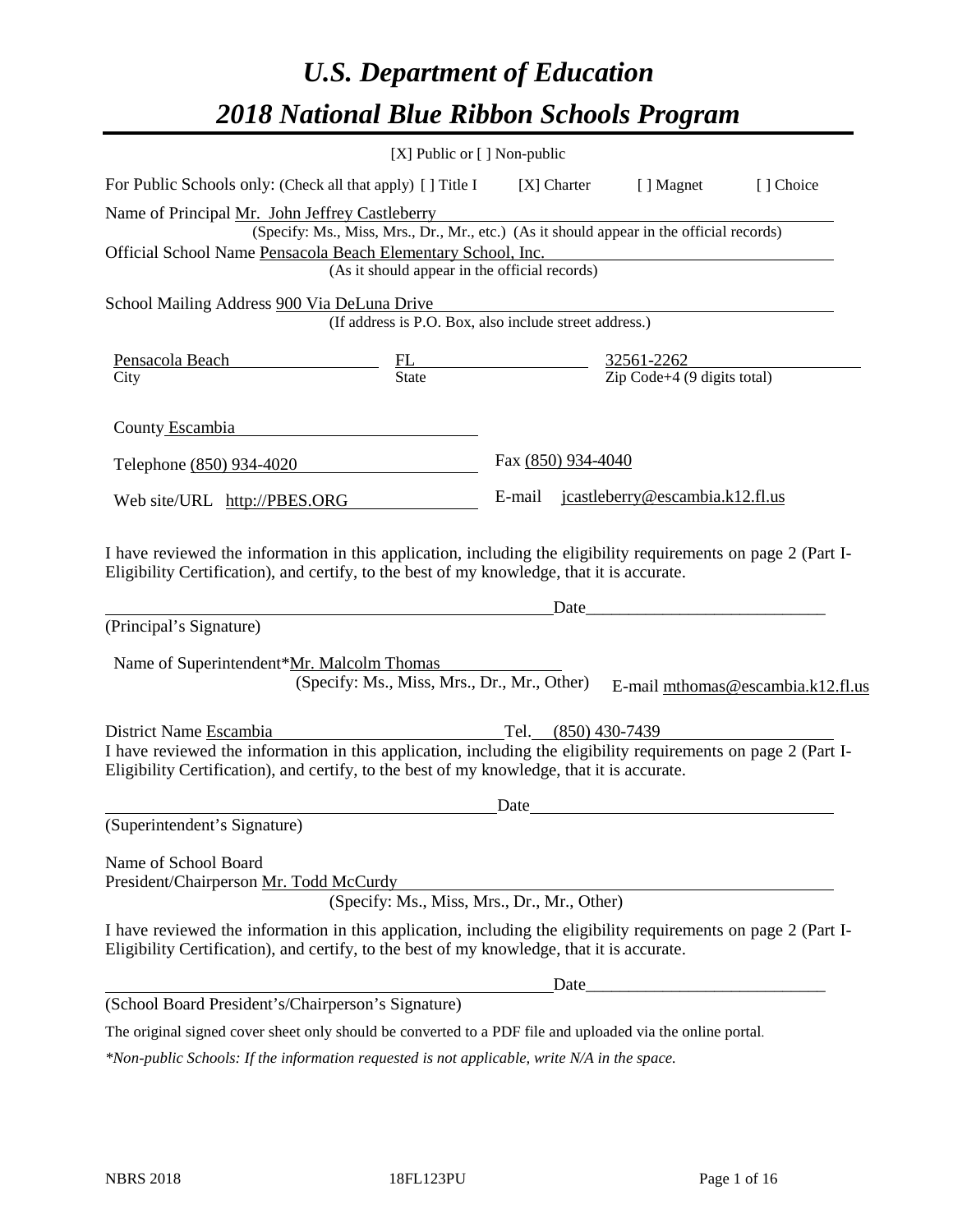# *U.S. Department of Education*
# *2018 National Blue Ribbon Schools Program*

[X] Public or [ ] Non-public

For Public Schools only: (Check all that apply) [ ] Title I [X] Charter [ ] Magnet [ ] Choice

Name of Principal Mr. John Jeffrey Castleberry
(Specify: Ms., Miss, Mrs., Dr., Mr., etc.) (As it should appear in the official records)

Official School Name Pensacola Beach Elementary School, Inc.
(As it should appear in the official records)

School Mailing Address 900 Via DeLuna Drive
(If address is P.O. Box, also include street address.)

| City | State | Zip Code+4 (9 digits total) |
|---|---|---|
| Pensacola Beach | FL | 32561-2262 |

County Escambia

Telephone (850) 934-4020 Fax (850) 934-4040

Web site/URL http://PBES.ORG E-mail jcastleberry@escambia.k12.fl.us

I have reviewed the information in this application, including the eligibility requirements on page 2 (Part I-Eligibility Certification), and certify, to the best of my knowledge, that it is accurate.

_______________________________________ Date_______________________
(Principal's Signature)

Name of Superintendent*Mr. Malcolm Thomas
(Specify: Ms., Miss, Mrs., Dr., Mr., Other) E-mail mthomas@escambia.k12.fl.us

District Name Escambia Tel. (850) 430-7439

I have reviewed the information in this application, including the eligibility requirements on page 2 (Part I-Eligibility Certification), and certify, to the best of my knowledge, that it is accurate.

_______________________________________ Date_______________________
(Superintendent's Signature)

Name of School Board
President/Chairperson Mr. Todd McCurdy
(Specify: Ms., Miss, Mrs., Dr., Mr., Other)

I have reviewed the information in this application, including the eligibility requirements on page 2 (Part I-Eligibility Certification), and certify, to the best of my knowledge, that it is accurate.

_______________________________________ Date_______________________
(School Board President's/Chairperson's Signature)

The original signed cover sheet only should be converted to a PDF file and uploaded via the online portal.

*\*Non-public Schools: If the information requested is not applicable, write N/A in the space.*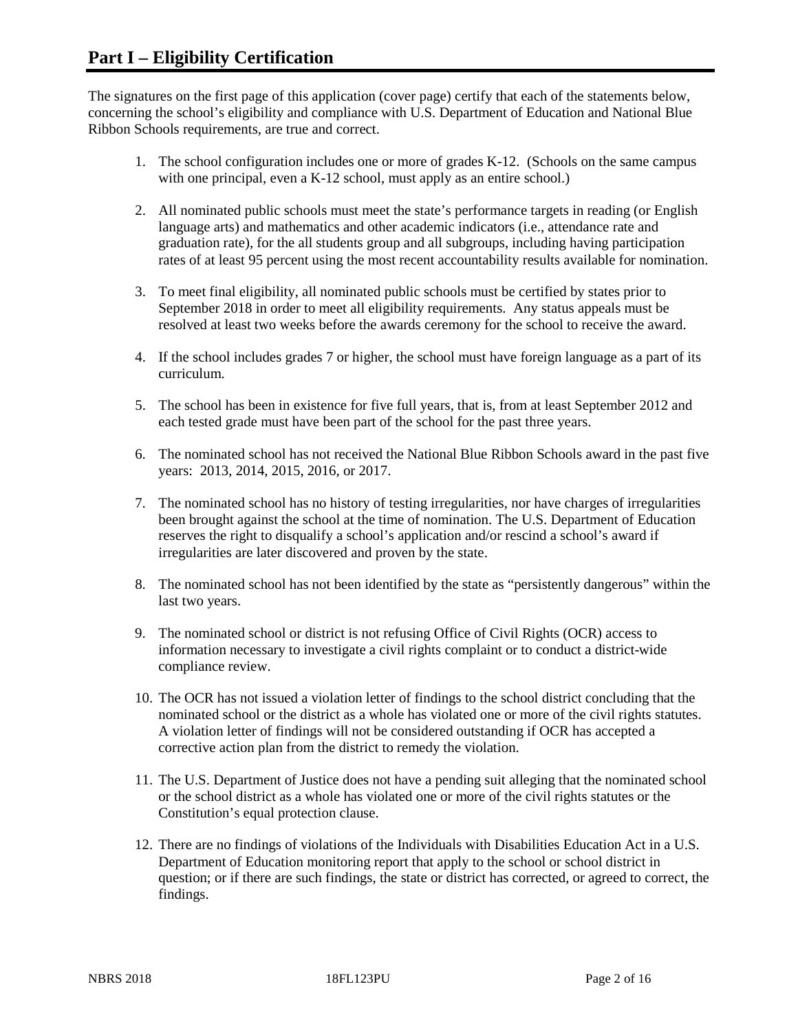# Part I – Eligibility Certification

The signatures on the first page of this application (cover page) certify that each of the statements below, concerning the school's eligibility and compliance with U.S. Department of Education and National Blue Ribbon Schools requirements, are true and correct.

1. The school configuration includes one or more of grades K-12. (Schools on the same campus with one principal, even a K-12 school, must apply as an entire school.)

2. All nominated public schools must meet the state's performance targets in reading (or English language arts) and mathematics and other academic indicators (i.e., attendance rate and graduation rate), for the all students group and all subgroups, including having participation rates of at least 95 percent using the most recent accountability results available for nomination.

3. To meet final eligibility, all nominated public schools must be certified by states prior to September 2018 in order to meet all eligibility requirements. Any status appeals must be resolved at least two weeks before the awards ceremony for the school to receive the award.

4. If the school includes grades 7 or higher, the school must have foreign language as a part of its curriculum.

5. The school has been in existence for five full years, that is, from at least September 2012 and each tested grade must have been part of the school for the past three years.

6. The nominated school has not received the National Blue Ribbon Schools award in the past five years: 2013, 2014, 2015, 2016, or 2017.

7. The nominated school has no history of testing irregularities, nor have charges of irregularities been brought against the school at the time of nomination. The U.S. Department of Education reserves the right to disqualify a school's application and/or rescind a school's award if irregularities are later discovered and proven by the state.

8. The nominated school has not been identified by the state as "persistently dangerous" within the last two years.

9. The nominated school or district is not refusing Office of Civil Rights (OCR) access to information necessary to investigate a civil rights complaint or to conduct a district-wide compliance review.

10. The OCR has not issued a violation letter of findings to the school district concluding that the nominated school or the district as a whole has violated one or more of the civil rights statutes. A violation letter of findings will not be considered outstanding if OCR has accepted a corrective action plan from the district to remedy the violation.

11. The U.S. Department of Justice does not have a pending suit alleging that the nominated school or the school district as a whole has violated one or more of the civil rights statutes or the Constitution's equal protection clause.

12. There are no findings of violations of the Individuals with Disabilities Education Act in a U.S. Department of Education monitoring report that apply to the school or school district in question; or if there are such findings, the state or district has corrected, or agreed to correct, the findings.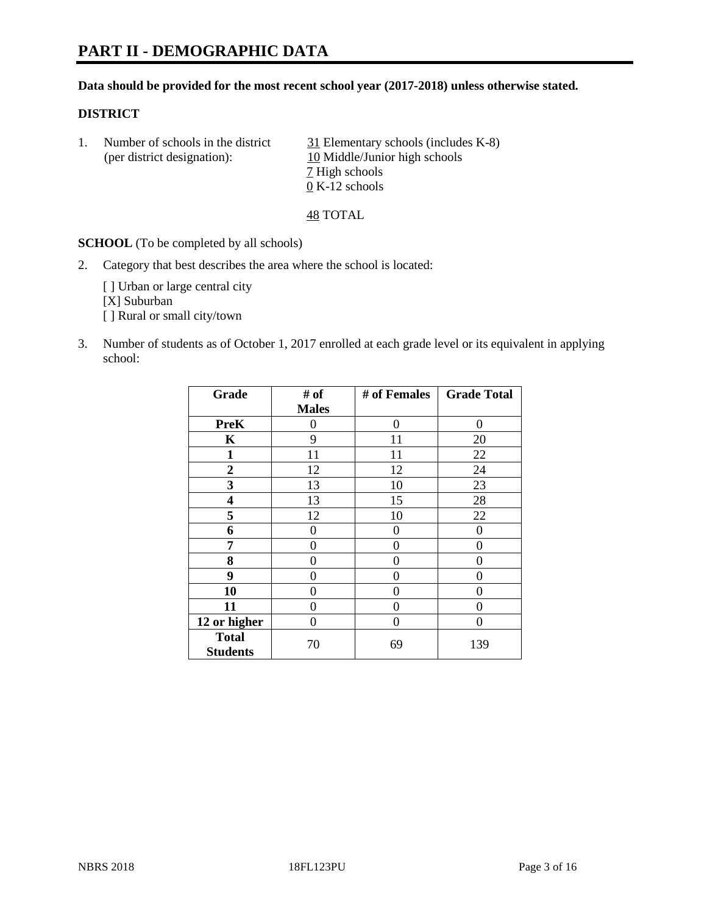# PART II - DEMOGRAPHIC DATA

**Data should be provided for the most recent school year (2017-2018) unless otherwise stated.**

## DISTRICT

1. Number of schools in the district (per district designation):
   - 31 Elementary schools (includes K-8)
   - 10 Middle/Junior high schools
   - 7 High schools
   - 0 K-12 schools

   48 TOTAL

**SCHOOL** (To be completed by all schools)

2. Category that best describes the area where the school is located:

   [ ] Urban or large central city
   [X] Suburban
   [ ] Rural or small city/town

3. Number of students as of October 1, 2017 enrolled at each grade level or its equivalent in applying school:

| Grade | # of Males | # of Females | Grade Total |
|---|---|---|---|
| **PreK** | 0 | 0 | 0 |
| **K** | 9 | 11 | 20 |
| **1** | 11 | 11 | 22 |
| **2** | 12 | 12 | 24 |
| **3** | 13 | 10 | 23 |
| **4** | 13 | 15 | 28 |
| **5** | 12 | 10 | 22 |
| **6** | 0 | 0 | 0 |
| **7** | 0 | 0 | 0 |
| **8** | 0 | 0 | 0 |
| **9** | 0 | 0 | 0 |
| **10** | 0 | 0 | 0 |
| **11** | 0 | 0 | 0 |
| **12 or higher** | 0 | 0 | 0 |
| **Total Students** | 70 | 69 | 139 |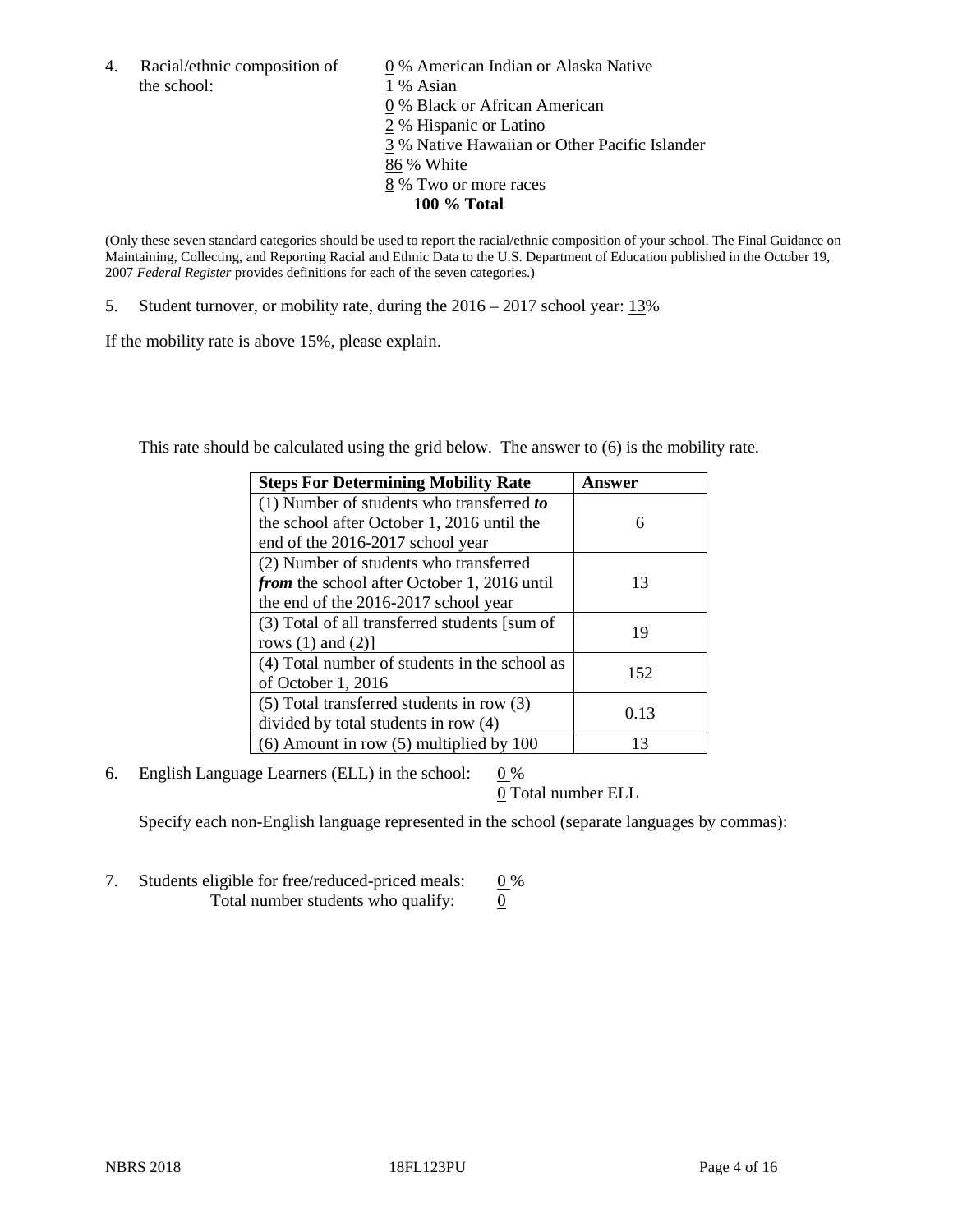4. Racial/ethnic composition of the school:

0 % American Indian or Alaska Native
1 % Asian
0 % Black or African American
2 % Hispanic or Latino
3 % Native Hawaiian or Other Pacific Islander
86 % White
8 % Two or more races
**100 % Total**

(Only these seven standard categories should be used to report the racial/ethnic composition of your school. The Final Guidance on Maintaining, Collecting, and Reporting Racial and Ethnic Data to the U.S. Department of Education published in the October 19, 2007 *Federal Register* provides definitions for each of the seven categories.)

5. Student turnover, or mobility rate, during the 2016 – 2017 school year: 13%

If the mobility rate is above 15%, please explain.

This rate should be calculated using the grid below. The answer to (6) is the mobility rate.

| Steps For Determining Mobility Rate | Answer |
|---|---|
| (1) Number of students who transferred ***to*** the school after October 1, 2016 until the end of the 2016-2017 school year | 6 |
| (2) Number of students who transferred ***from*** the school after October 1, 2016 until the end of the 2016-2017 school year | 13 |
| (3) Total of all transferred students [sum of rows (1) and (2)] | 19 |
| (4) Total number of students in the school as of October 1, 2016 | 152 |
| (5) Total transferred students in row (3) divided by total students in row (4) | 0.13 |
| (6) Amount in row (5) multiplied by 100 | 13 |

6. English Language Learners (ELL) in the school: 0 %
0 Total number ELL

Specify each non-English language represented in the school (separate languages by commas):

7. Students eligible for free/reduced-priced meals: 0 %
Total number students who qualify: 0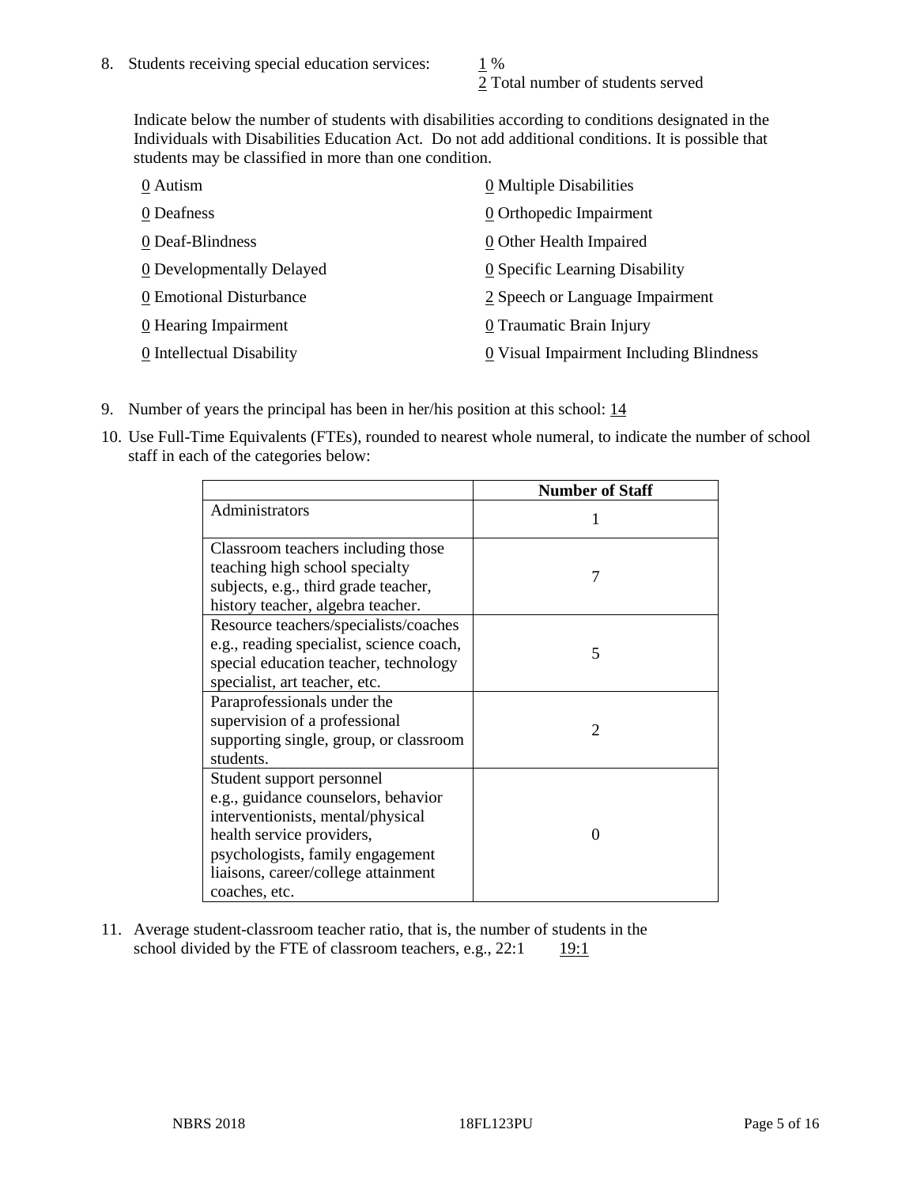8. Students receiving special education services: 1 %
   2 Total number of students served

   Indicate below the number of students with disabilities according to conditions designated in the Individuals with Disabilities Education Act. Do not add additional conditions. It is possible that students may be classified in more than one condition.

   0 Autism
   0 Deafness
   0 Deaf-Blindness
   0 Developmentally Delayed
   0 Emotional Disturbance
   0 Hearing Impairment
   0 Intellectual Disability
   0 Multiple Disabilities
   0 Orthopedic Impairment
   0 Other Health Impaired
   0 Specific Learning Disability
   2 Speech or Language Impairment
   0 Traumatic Brain Injury
   0 Visual Impairment Including Blindness

9. Number of years the principal has been in her/his position at this school: 14

10. Use Full-Time Equivalents (FTEs), rounded to nearest whole numeral, to indicate the number of school staff in each of the categories below:

|  | Number of Staff |
|---|---|
| Administrators | 1 |
| Classroom teachers including those teaching high school specialty subjects, e.g., third grade teacher, history teacher, algebra teacher. | 7 |
| Resource teachers/specialists/coaches e.g., reading specialist, science coach, special education teacher, technology specialist, art teacher, etc. | 5 |
| Paraprofessionals under the supervision of a professional supporting single, group, or classroom students. | 2 |
| Student support personnel e.g., guidance counselors, behavior interventionists, mental/physical health service providers, psychologists, family engagement liaisons, career/college attainment coaches, etc. | 0 |

11. Average student-classroom teacher ratio, that is, the number of students in the school divided by the FTE of classroom teachers, e.g., 22:1 19:1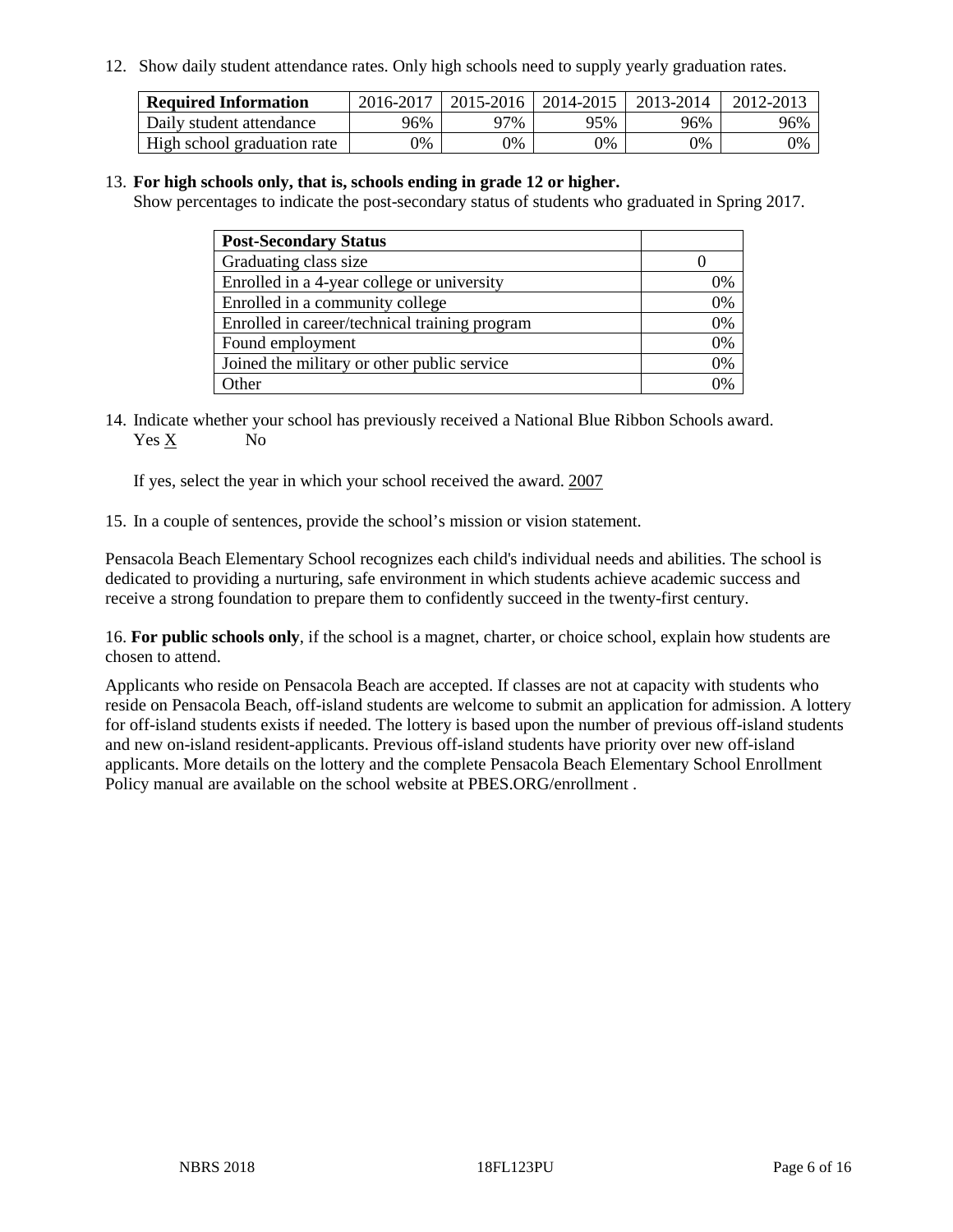12. Show daily student attendance rates. Only high schools need to supply yearly graduation rates.

| Required Information | 2016-2017 | 2015-2016 | 2014-2015 | 2013-2014 | 2012-2013 |
| --- | --- | --- | --- | --- | --- |
| Daily student attendance | 96% | 97% | 95% | 96% | 96% |
| High school graduation rate | 0% | 0% | 0% | 0% | 0% |

13. **For high schools only, that is, schools ending in grade 12 or higher.**
Show percentages to indicate the post-secondary status of students who graduated in Spring 2017.

| Post-Secondary Status | |
| --- | --- |
| Graduating class size | 0 |
| Enrolled in a 4-year college or university | 0% |
| Enrolled in a community college | 0% |
| Enrolled in career/technical training program | 0% |
| Found employment | 0% |
| Joined the military or other public service | 0% |
| Other | 0% |

14. Indicate whether your school has previously received a National Blue Ribbon Schools award.
Yes X No

If yes, select the year in which your school received the award. 2007

15. In a couple of sentences, provide the school's mission or vision statement.

Pensacola Beach Elementary School recognizes each child's individual needs and abilities. The school is dedicated to providing a nurturing, safe environment in which students achieve academic success and receive a strong foundation to prepare them to confidently succeed in the twenty-first century.

16. **For public schools only**, if the school is a magnet, charter, or choice school, explain how students are chosen to attend.

Applicants who reside on Pensacola Beach are accepted. If classes are not at capacity with students who reside on Pensacola Beach, off-island students are welcome to submit an application for admission. A lottery for off-island students exists if needed. The lottery is based upon the number of previous off-island students and new on-island resident-applicants. Previous off-island students have priority over new off-island applicants. More details on the lottery and the complete Pensacola Beach Elementary School Enrollment Policy manual are available on the school website at PBES.ORG/enrollment .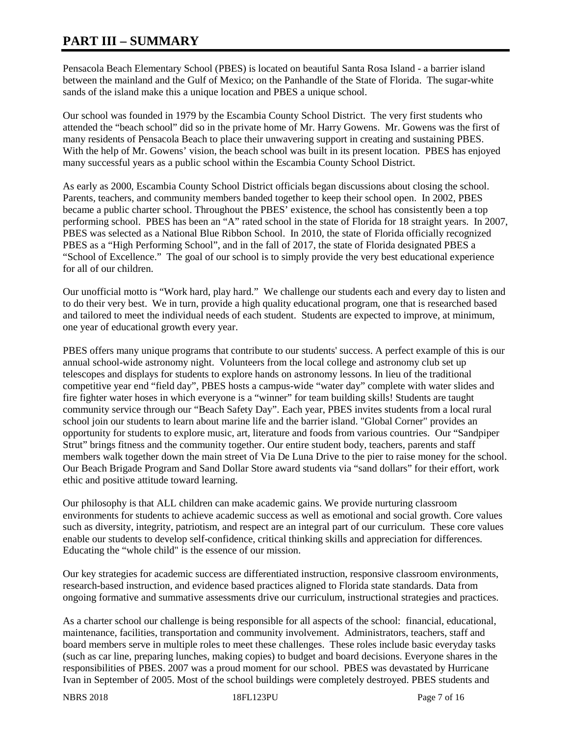# PART III – SUMMARY

Pensacola Beach Elementary School (PBES) is located on beautiful Santa Rosa Island - a barrier island between the mainland and the Gulf of Mexico; on the Panhandle of the State of Florida. The sugar-white sands of the island make this a unique location and PBES a unique school.

Our school was founded in 1979 by the Escambia County School District. The very first students who attended the "beach school" did so in the private home of Mr. Harry Gowens. Mr. Gowens was the first of many residents of Pensacola Beach to place their unwavering support in creating and sustaining PBES. With the help of Mr. Gowens' vision, the beach school was built in its present location. PBES has enjoyed many successful years as a public school within the Escambia County School District.

As early as 2000, Escambia County School District officials began discussions about closing the school. Parents, teachers, and community members banded together to keep their school open. In 2002, PBES became a public charter school. Throughout the PBES' existence, the school has consistently been a top performing school. PBES has been an "A" rated school in the state of Florida for 18 straight years. In 2007, PBES was selected as a National Blue Ribbon School. In 2010, the state of Florida officially recognized PBES as a "High Performing School", and in the fall of 2017, the state of Florida designated PBES a "School of Excellence." The goal of our school is to simply provide the very best educational experience for all of our children.

Our unofficial motto is "Work hard, play hard." We challenge our students each and every day to listen and to do their very best. We in turn, provide a high quality educational program, one that is researched based and tailored to meet the individual needs of each student. Students are expected to improve, at minimum, one year of educational growth every year.

PBES offers many unique programs that contribute to our students' success. A perfect example of this is our annual school-wide astronomy night. Volunteers from the local college and astronomy club set up telescopes and displays for students to explore hands on astronomy lessons. In lieu of the traditional competitive year end "field day", PBES hosts a campus-wide "water day" complete with water slides and fire fighter water hoses in which everyone is a "winner" for team building skills! Students are taught community service through our "Beach Safety Day". Each year, PBES invites students from a local rural school join our students to learn about marine life and the barrier island. "Global Corner" provides an opportunity for students to explore music, art, literature and foods from various countries. Our "Sandpiper Strut" brings fitness and the community together. Our entire student body, teachers, parents and staff members walk together down the main street of Via De Luna Drive to the pier to raise money for the school. Our Beach Brigade Program and Sand Dollar Store award students via "sand dollars" for their effort, work ethic and positive attitude toward learning.

Our philosophy is that ALL children can make academic gains. We provide nurturing classroom environments for students to achieve academic success as well as emotional and social growth. Core values such as diversity, integrity, patriotism, and respect are an integral part of our curriculum. These core values enable our students to develop self-confidence, critical thinking skills and appreciation for differences. Educating the "whole child" is the essence of our mission.

Our key strategies for academic success are differentiated instruction, responsive classroom environments, research-based instruction, and evidence based practices aligned to Florida state standards. Data from ongoing formative and summative assessments drive our curriculum, instructional strategies and practices.

As a charter school our challenge is being responsible for all aspects of the school: financial, educational, maintenance, facilities, transportation and community involvement. Administrators, teachers, staff and board members serve in multiple roles to meet these challenges. These roles include basic everyday tasks (such as car line, preparing lunches, making copies) to budget and board decisions. Everyone shares in the responsibilities of PBES. 2007 was a proud moment for our school. PBES was devastated by Hurricane Ivan in September of 2005. Most of the school buildings were completely destroyed. PBES students and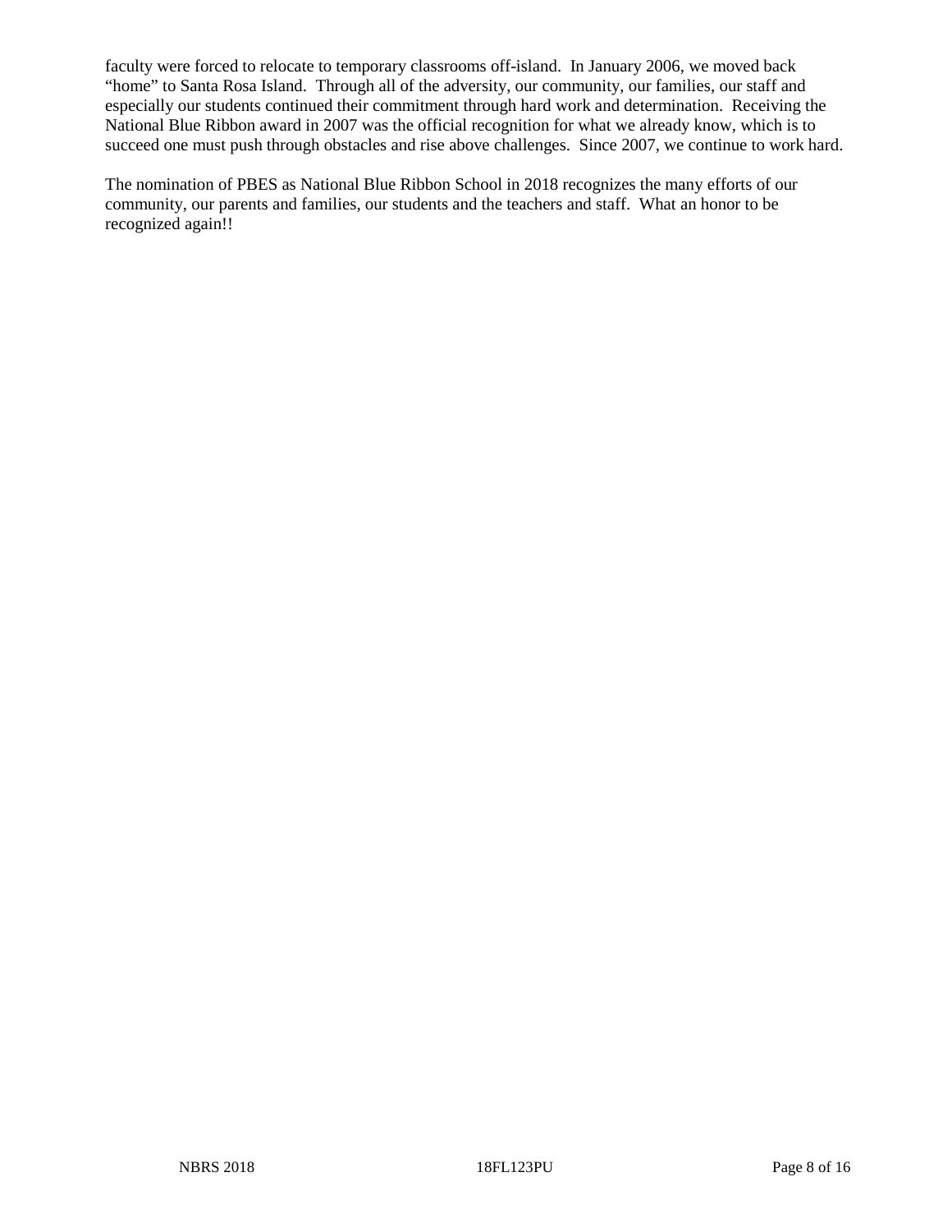faculty were forced to relocate to temporary classrooms off-island. In January 2006, we moved back "home" to Santa Rosa Island. Through all of the adversity, our community, our families, our staff and especially our students continued their commitment through hard work and determination. Receiving the National Blue Ribbon award in 2007 was the official recognition for what we already know, which is to succeed one must push through obstacles and rise above challenges. Since 2007, we continue to work hard.

The nomination of PBES as National Blue Ribbon School in 2018 recognizes the many efforts of our community, our parents and families, our students and the teachers and staff. What an honor to be recognized again!!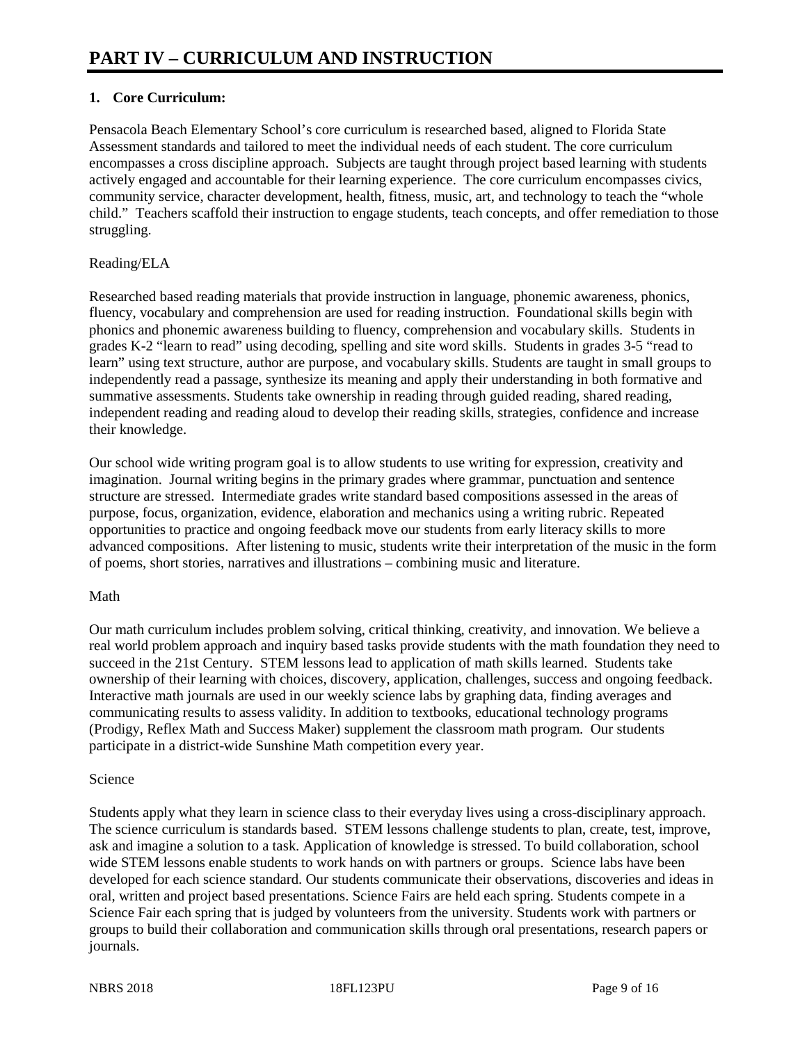# PART IV – CURRICULUM AND INSTRUCTION

**1. Core Curriculum:**

Pensacola Beach Elementary School's core curriculum is researched based, aligned to Florida State Assessment standards and tailored to meet the individual needs of each student. The core curriculum encompasses a cross discipline approach. Subjects are taught through project based learning with students actively engaged and accountable for their learning experience. The core curriculum encompasses civics, community service, character development, health, fitness, music, art, and technology to teach the "whole child." Teachers scaffold their instruction to engage students, teach concepts, and offer remediation to those struggling.

Reading/ELA

Researched based reading materials that provide instruction in language, phonemic awareness, phonics, fluency, vocabulary and comprehension are used for reading instruction. Foundational skills begin with phonics and phonemic awareness building to fluency, comprehension and vocabulary skills. Students in grades K-2 "learn to read" using decoding, spelling and site word skills. Students in grades 3-5 "read to learn" using text structure, author are purpose, and vocabulary skills. Students are taught in small groups to independently read a passage, synthesize its meaning and apply their understanding in both formative and summative assessments. Students take ownership in reading through guided reading, shared reading, independent reading and reading aloud to develop their reading skills, strategies, confidence and increase their knowledge.

Our school wide writing program goal is to allow students to use writing for expression, creativity and imagination. Journal writing begins in the primary grades where grammar, punctuation and sentence structure are stressed. Intermediate grades write standard based compositions assessed in the areas of purpose, focus, organization, evidence, elaboration and mechanics using a writing rubric. Repeated opportunities to practice and ongoing feedback move our students from early literacy skills to more advanced compositions. After listening to music, students write their interpretation of the music in the form of poems, short stories, narratives and illustrations – combining music and literature.

Math

Our math curriculum includes problem solving, critical thinking, creativity, and innovation. We believe a real world problem approach and inquiry based tasks provide students with the math foundation they need to succeed in the 21st Century. STEM lessons lead to application of math skills learned. Students take ownership of their learning with choices, discovery, application, challenges, success and ongoing feedback. Interactive math journals are used in our weekly science labs by graphing data, finding averages and communicating results to assess validity. In addition to textbooks, educational technology programs (Prodigy, Reflex Math and Success Maker) supplement the classroom math program. Our students participate in a district-wide Sunshine Math competition every year.

Science

Students apply what they learn in science class to their everyday lives using a cross-disciplinary approach. The science curriculum is standards based. STEM lessons challenge students to plan, create, test, improve, ask and imagine a solution to a task. Application of knowledge is stressed. To build collaboration, school wide STEM lessons enable students to work hands on with partners or groups. Science labs have been developed for each science standard. Our students communicate their observations, discoveries and ideas in oral, written and project based presentations. Science Fairs are held each spring. Students compete in a Science Fair each spring that is judged by volunteers from the university. Students work with partners or groups to build their collaboration and communication skills through oral presentations, research papers or journals.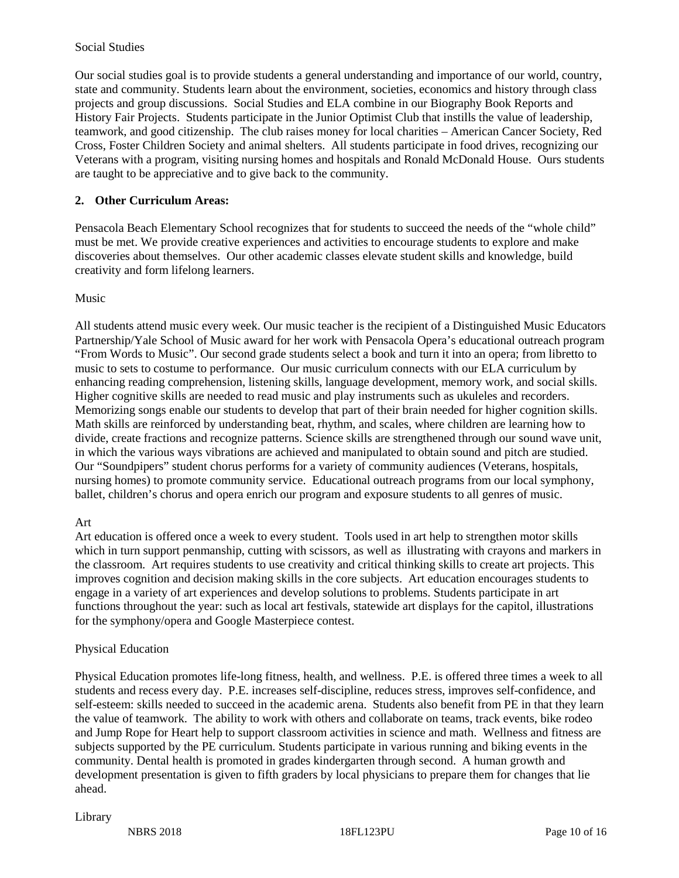Social Studies

Our social studies goal is to provide students a general understanding and importance of our world, country, state and community. Students learn about the environment, societies, economics and history through class projects and group discussions. Social Studies and ELA combine in our Biography Book Reports and History Fair Projects. Students participate in the Junior Optimist Club that instills the value of leadership, teamwork, and good citizenship. The club raises money for local charities – American Cancer Society, Red Cross, Foster Children Society and animal shelters. All students participate in food drives, recognizing our Veterans with a program, visiting nursing homes and hospitals and Ronald McDonald House. Ours students are taught to be appreciative and to give back to the community.

**2. Other Curriculum Areas:**

Pensacola Beach Elementary School recognizes that for students to succeed the needs of the "whole child" must be met. We provide creative experiences and activities to encourage students to explore and make discoveries about themselves. Our other academic classes elevate student skills and knowledge, build creativity and form lifelong learners.

Music

All students attend music every week. Our music teacher is the recipient of a Distinguished Music Educators Partnership/Yale School of Music award for her work with Pensacola Opera's educational outreach program "From Words to Music". Our second grade students select a book and turn it into an opera; from libretto to music to sets to costume to performance. Our music curriculum connects with our ELA curriculum by enhancing reading comprehension, listening skills, language development, memory work, and social skills. Higher cognitive skills are needed to read music and play instruments such as ukuleles and recorders. Memorizing songs enable our students to develop that part of their brain needed for higher cognition skills. Math skills are reinforced by understanding beat, rhythm, and scales, where children are learning how to divide, create fractions and recognize patterns. Science skills are strengthened through our sound wave unit, in which the various ways vibrations are achieved and manipulated to obtain sound and pitch are studied. Our "Soundpipers" student chorus performs for a variety of community audiences (Veterans, hospitals, nursing homes) to promote community service. Educational outreach programs from our local symphony, ballet, children's chorus and opera enrich our program and exposure students to all genres of music.

Art

Art education is offered once a week to every student. Tools used in art help to strengthen motor skills which in turn support penmanship, cutting with scissors, as well as illustrating with crayons and markers in the classroom. Art requires students to use creativity and critical thinking skills to create art projects. This improves cognition and decision making skills in the core subjects. Art education encourages students to engage in a variety of art experiences and develop solutions to problems. Students participate in art functions throughout the year: such as local art festivals, statewide art displays for the capitol, illustrations for the symphony/opera and Google Masterpiece contest.

Physical Education

Physical Education promotes life-long fitness, health, and wellness. P.E. is offered three times a week to all students and recess every day. P.E. increases self-discipline, reduces stress, improves self-confidence, and self-esteem: skills needed to succeed in the academic arena. Students also benefit from PE in that they learn the value of teamwork. The ability to work with others and collaborate on teams, track events, bike rodeo and Jump Rope for Heart help to support classroom activities in science and math. Wellness and fitness are subjects supported by the PE curriculum. Students participate in various running and biking events in the community. Dental health is promoted in grades kindergarten through second. A human growth and development presentation is given to fifth graders by local physicians to prepare them for changes that lie ahead.

Library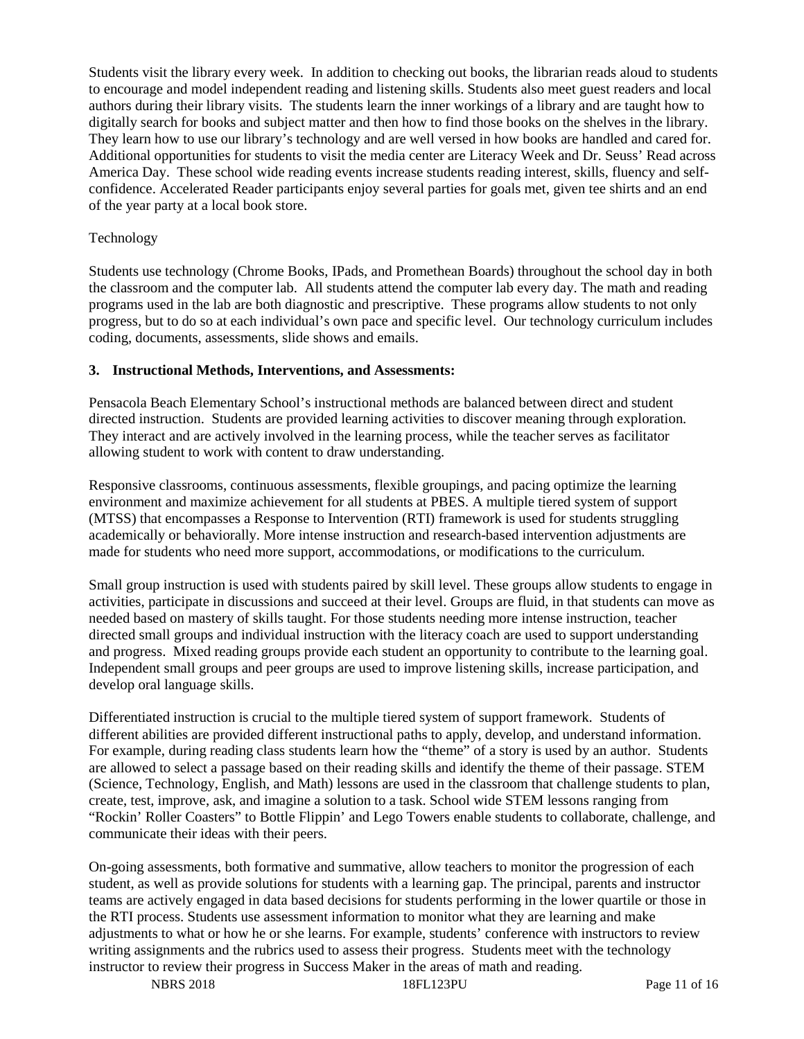Students visit the library every week. In addition to checking out books, the librarian reads aloud to students to encourage and model independent reading and listening skills. Students also meet guest readers and local authors during their library visits. The students learn the inner workings of a library and are taught how to digitally search for books and subject matter and then how to find those books on the shelves in the library. They learn how to use our library's technology and are well versed in how books are handled and cared for. Additional opportunities for students to visit the media center are Literacy Week and Dr. Seuss' Read across America Day. These school wide reading events increase students reading interest, skills, fluency and self-confidence. Accelerated Reader participants enjoy several parties for goals met, given tee shirts and an end of the year party at a local book store.

Technology

Students use technology (Chrome Books, IPads, and Promethean Boards) throughout the school day in both the classroom and the computer lab. All students attend the computer lab every day. The math and reading programs used in the lab are both diagnostic and prescriptive. These programs allow students to not only progress, but to do so at each individual's own pace and specific level. Our technology curriculum includes coding, documents, assessments, slide shows and emails.

**3. Instructional Methods, Interventions, and Assessments:**

Pensacola Beach Elementary School's instructional methods are balanced between direct and student directed instruction. Students are provided learning activities to discover meaning through exploration. They interact and are actively involved in the learning process, while the teacher serves as facilitator allowing student to work with content to draw understanding.

Responsive classrooms, continuous assessments, flexible groupings, and pacing optimize the learning environment and maximize achievement for all students at PBES. A multiple tiered system of support (MTSS) that encompasses a Response to Intervention (RTI) framework is used for students struggling academically or behaviorally. More intense instruction and research-based intervention adjustments are made for students who need more support, accommodations, or modifications to the curriculum.

Small group instruction is used with students paired by skill level. These groups allow students to engage in activities, participate in discussions and succeed at their level. Groups are fluid, in that students can move as needed based on mastery of skills taught. For those students needing more intense instruction, teacher directed small groups and individual instruction with the literacy coach are used to support understanding and progress. Mixed reading groups provide each student an opportunity to contribute to the learning goal. Independent small groups and peer groups are used to improve listening skills, increase participation, and develop oral language skills.

Differentiated instruction is crucial to the multiple tiered system of support framework. Students of different abilities are provided different instructional paths to apply, develop, and understand information. For example, during reading class students learn how the "theme" of a story is used by an author. Students are allowed to select a passage based on their reading skills and identify the theme of their passage. STEM (Science, Technology, English, and Math) lessons are used in the classroom that challenge students to plan, create, test, improve, ask, and imagine a solution to a task. School wide STEM lessons ranging from "Rockin' Roller Coasters" to Bottle Flippin' and Lego Towers enable students to collaborate, challenge, and communicate their ideas with their peers.

On-going assessments, both formative and summative, allow teachers to monitor the progression of each student, as well as provide solutions for students with a learning gap. The principal, parents and instructor teams are actively engaged in data based decisions for students performing in the lower quartile or those in the RTI process. Students use assessment information to monitor what they are learning and make adjustments to what or how he or she learns. For example, students' conference with instructors to review writing assignments and the rubrics used to assess their progress. Students meet with the technology instructor to review their progress in Success Maker in the areas of math and reading.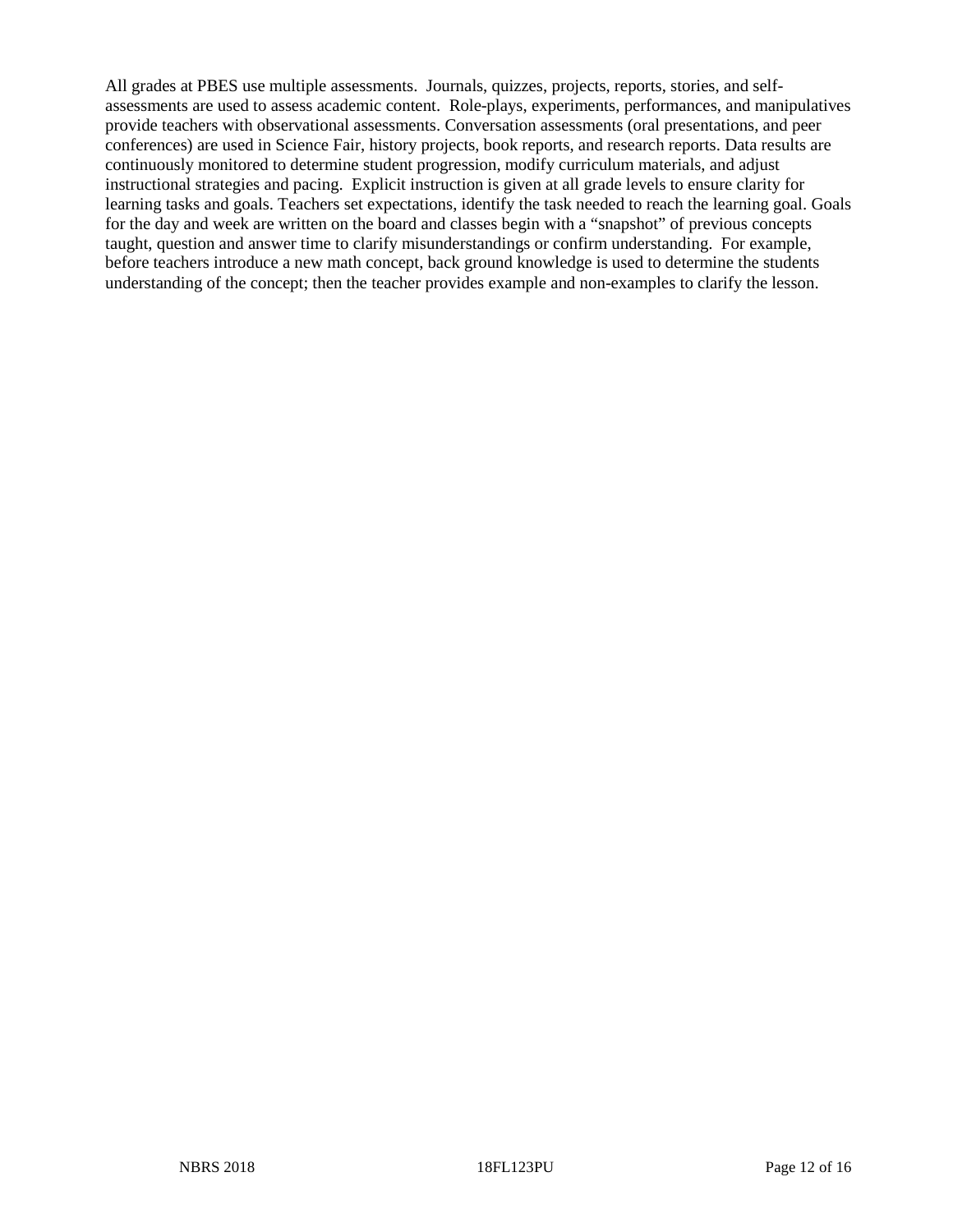All grades at PBES use multiple assessments. Journals, quizzes, projects, reports, stories, and self-assessments are used to assess academic content. Role-plays, experiments, performances, and manipulatives provide teachers with observational assessments. Conversation assessments (oral presentations, and peer conferences) are used in Science Fair, history projects, book reports, and research reports. Data results are continuously monitored to determine student progression, modify curriculum materials, and adjust instructional strategies and pacing. Explicit instruction is given at all grade levels to ensure clarity for learning tasks and goals. Teachers set expectations, identify the task needed to reach the learning goal. Goals for the day and week are written on the board and classes begin with a "snapshot" of previous concepts taught, question and answer time to clarify misunderstandings or confirm understanding. For example, before teachers introduce a new math concept, back ground knowledge is used to determine the students understanding of the concept; then the teacher provides example and non-examples to clarify the lesson.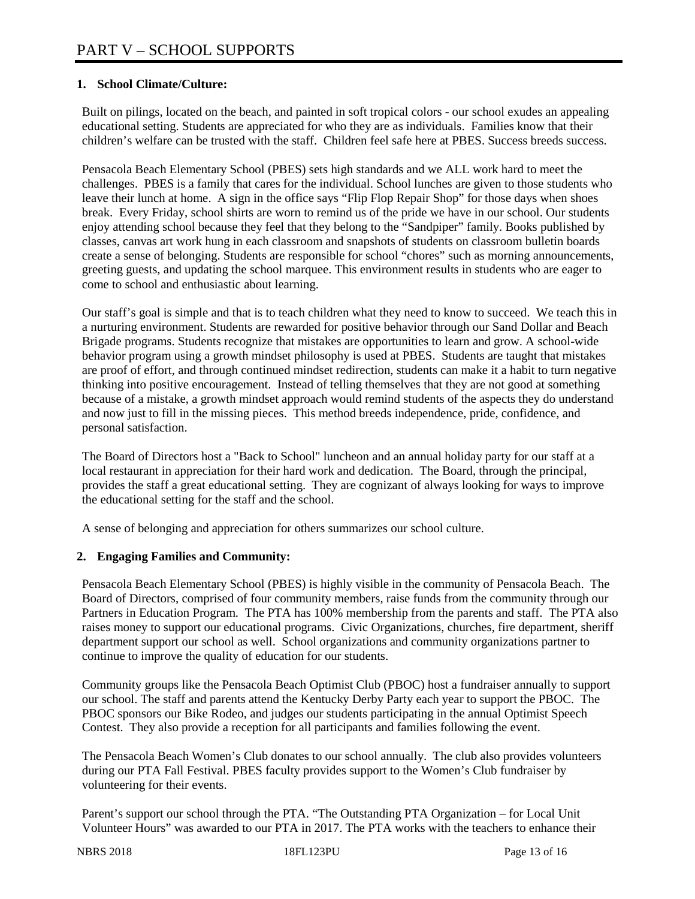# PART V – SCHOOL SUPPORTS

## 1. School Climate/Culture:

Built on pilings, located on the beach, and painted in soft tropical colors - our school exudes an appealing educational setting. Students are appreciated for who they are as individuals. Families know that their children's welfare can be trusted with the staff. Children feel safe here at PBES. Success breeds success.

Pensacola Beach Elementary School (PBES) sets high standards and we ALL work hard to meet the challenges. PBES is a family that cares for the individual. School lunches are given to those students who leave their lunch at home. A sign in the office says "Flip Flop Repair Shop" for those days when shoes break. Every Friday, school shirts are worn to remind us of the pride we have in our school. Our students enjoy attending school because they feel that they belong to the "Sandpiper" family. Books published by classes, canvas art work hung in each classroom and snapshots of students on classroom bulletin boards create a sense of belonging. Students are responsible for school "chores" such as morning announcements, greeting guests, and updating the school marquee. This environment results in students who are eager to come to school and enthusiastic about learning.

Our staff's goal is simple and that is to teach children what they need to know to succeed. We teach this in a nurturing environment. Students are rewarded for positive behavior through our Sand Dollar and Beach Brigade programs. Students recognize that mistakes are opportunities to learn and grow. A school-wide behavior program using a growth mindset philosophy is used at PBES. Students are taught that mistakes are proof of effort, and through continued mindset redirection, students can make it a habit to turn negative thinking into positive encouragement. Instead of telling themselves that they are not good at something because of a mistake, a growth mindset approach would remind students of the aspects they do understand and now just to fill in the missing pieces. This method breeds independence, pride, confidence, and personal satisfaction.

The Board of Directors host a "Back to School" luncheon and an annual holiday party for our staff at a local restaurant in appreciation for their hard work and dedication. The Board, through the principal, provides the staff a great educational setting. They are cognizant of always looking for ways to improve the educational setting for the staff and the school.

A sense of belonging and appreciation for others summarizes our school culture.

## 2. Engaging Families and Community:

Pensacola Beach Elementary School (PBES) is highly visible in the community of Pensacola Beach. The Board of Directors, comprised of four community members, raise funds from the community through our Partners in Education Program. The PTA has 100% membership from the parents and staff. The PTA also raises money to support our educational programs. Civic Organizations, churches, fire department, sheriff department support our school as well. School organizations and community organizations partner to continue to improve the quality of education for our students.

Community groups like the Pensacola Beach Optimist Club (PBOC) host a fundraiser annually to support our school. The staff and parents attend the Kentucky Derby Party each year to support the PBOC. The PBOC sponsors our Bike Rodeo, and judges our students participating in the annual Optimist Speech Contest. They also provide a reception for all participants and families following the event.

The Pensacola Beach Women's Club donates to our school annually. The club also provides volunteers during our PTA Fall Festival. PBES faculty provides support to the Women's Club fundraiser by volunteering for their events.

Parent's support our school through the PTA. "The Outstanding PTA Organization – for Local Unit Volunteer Hours" was awarded to our PTA in 2017. The PTA works with the teachers to enhance their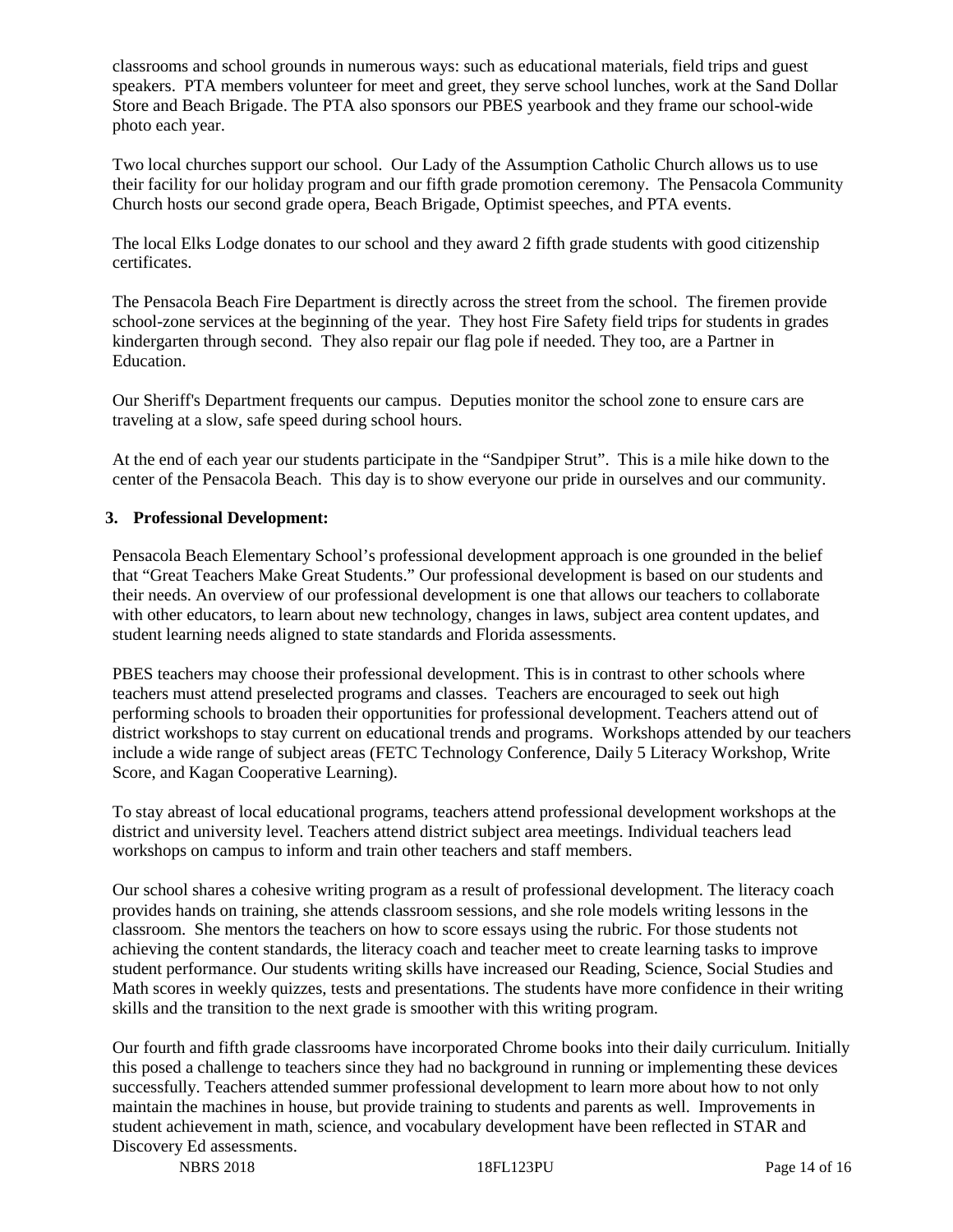classrooms and school grounds in numerous ways: such as educational materials, field trips and guest speakers. PTA members volunteer for meet and greet, they serve school lunches, work at the Sand Dollar Store and Beach Brigade. The PTA also sponsors our PBES yearbook and they frame our school-wide photo each year.

Two local churches support our school. Our Lady of the Assumption Catholic Church allows us to use their facility for our holiday program and our fifth grade promotion ceremony. The Pensacola Community Church hosts our second grade opera, Beach Brigade, Optimist speeches, and PTA events.

The local Elks Lodge donates to our school and they award 2 fifth grade students with good citizenship certificates.

The Pensacola Beach Fire Department is directly across the street from the school. The firemen provide school-zone services at the beginning of the year. They host Fire Safety field trips for students in grades kindergarten through second. They also repair our flag pole if needed. They too, are a Partner in Education.

Our Sheriff's Department frequents our campus. Deputies monitor the school zone to ensure cars are traveling at a slow, safe speed during school hours.

At the end of each year our students participate in the "Sandpiper Strut". This is a mile hike down to the center of the Pensacola Beach. This day is to show everyone our pride in ourselves and our community.

**3. Professional Development:**

Pensacola Beach Elementary School's professional development approach is one grounded in the belief that "Great Teachers Make Great Students." Our professional development is based on our students and their needs. An overview of our professional development is one that allows our teachers to collaborate with other educators, to learn about new technology, changes in laws, subject area content updates, and student learning needs aligned to state standards and Florida assessments.

PBES teachers may choose their professional development. This is in contrast to other schools where teachers must attend preselected programs and classes. Teachers are encouraged to seek out high performing schools to broaden their opportunities for professional development. Teachers attend out of district workshops to stay current on educational trends and programs. Workshops attended by our teachers include a wide range of subject areas (FETC Technology Conference, Daily 5 Literacy Workshop, Write Score, and Kagan Cooperative Learning).

To stay abreast of local educational programs, teachers attend professional development workshops at the district and university level. Teachers attend district subject area meetings. Individual teachers lead workshops on campus to inform and train other teachers and staff members.

Our school shares a cohesive writing program as a result of professional development. The literacy coach provides hands on training, she attends classroom sessions, and she role models writing lessons in the classroom. She mentors the teachers on how to score essays using the rubric. For those students not achieving the content standards, the literacy coach and teacher meet to create learning tasks to improve student performance. Our students writing skills have increased our Reading, Science, Social Studies and Math scores in weekly quizzes, tests and presentations. The students have more confidence in their writing skills and the transition to the next grade is smoother with this writing program.

Our fourth and fifth grade classrooms have incorporated Chrome books into their daily curriculum. Initially this posed a challenge to teachers since they had no background in running or implementing these devices successfully. Teachers attended summer professional development to learn more about how to not only maintain the machines in house, but provide training to students and parents as well. Improvements in student achievement in math, science, and vocabulary development have been reflected in STAR and Discovery Ed assessments.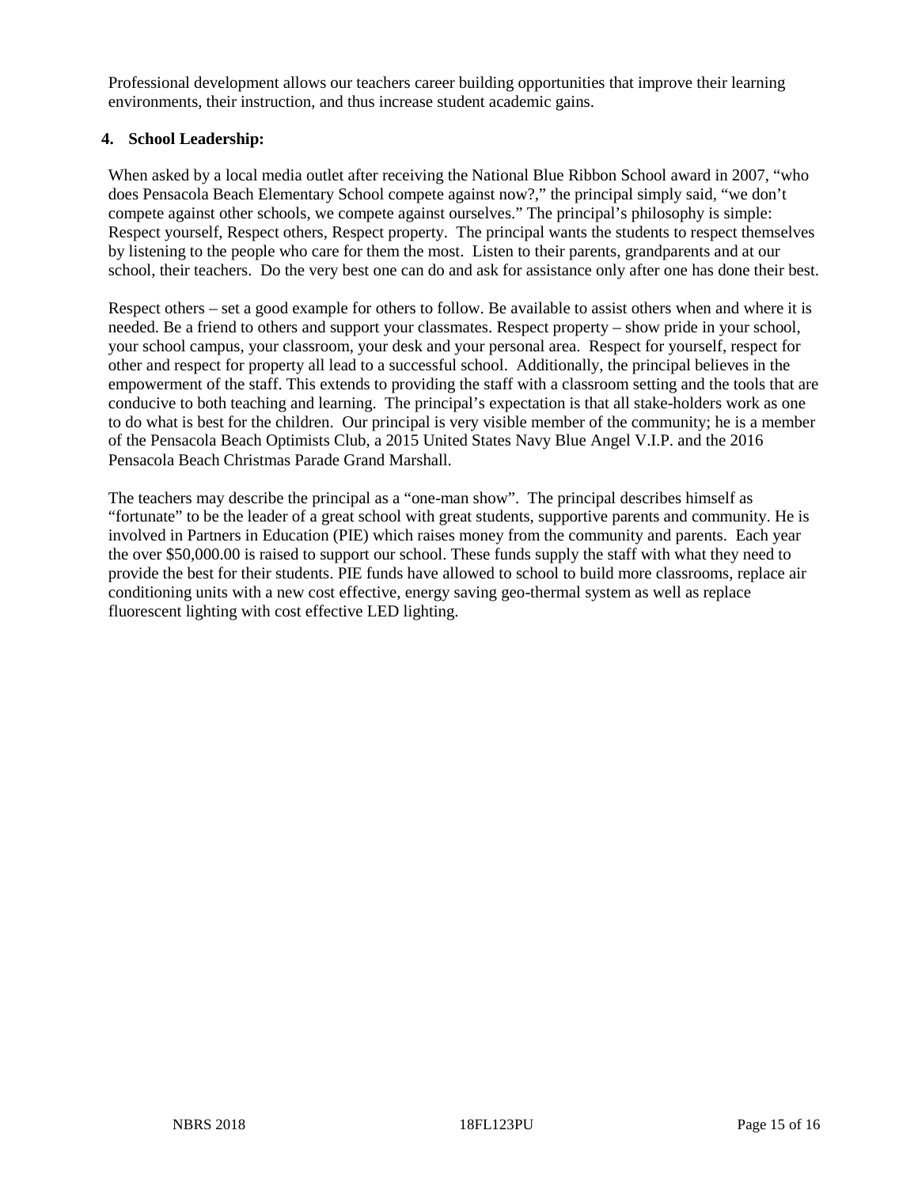Professional development allows our teachers career building opportunities that improve their learning environments, their instruction, and thus increase student academic gains.

**4. School Leadership:**

When asked by a local media outlet after receiving the National Blue Ribbon School award in 2007, "who does Pensacola Beach Elementary School compete against now?," the principal simply said, "we don't compete against other schools, we compete against ourselves." The principal's philosophy is simple: Respect yourself, Respect others, Respect property. The principal wants the students to respect themselves by listening to the people who care for them the most. Listen to their parents, grandparents and at our school, their teachers. Do the very best one can do and ask for assistance only after one has done their best.

Respect others – set a good example for others to follow. Be available to assist others when and where it is needed. Be a friend to others and support your classmates. Respect property – show pride in your school, your school campus, your classroom, your desk and your personal area. Respect for yourself, respect for other and respect for property all lead to a successful school. Additionally, the principal believes in the empowerment of the staff. This extends to providing the staff with a classroom setting and the tools that are conducive to both teaching and learning. The principal's expectation is that all stake-holders work as one to do what is best for the children. Our principal is very visible member of the community; he is a member of the Pensacola Beach Optimists Club, a 2015 United States Navy Blue Angel V.I.P. and the 2016 Pensacola Beach Christmas Parade Grand Marshall.

The teachers may describe the principal as a "one-man show". The principal describes himself as "fortunate" to be the leader of a great school with great students, supportive parents and community. He is involved in Partners in Education (PIE) which raises money from the community and parents. Each year the over $50,000.00 is raised to support our school. These funds supply the staff with what they need to provide the best for their students. PIE funds have allowed to school to build more classrooms, replace air conditioning units with a new cost effective, energy saving geo-thermal system as well as replace fluorescent lighting with cost effective LED lighting.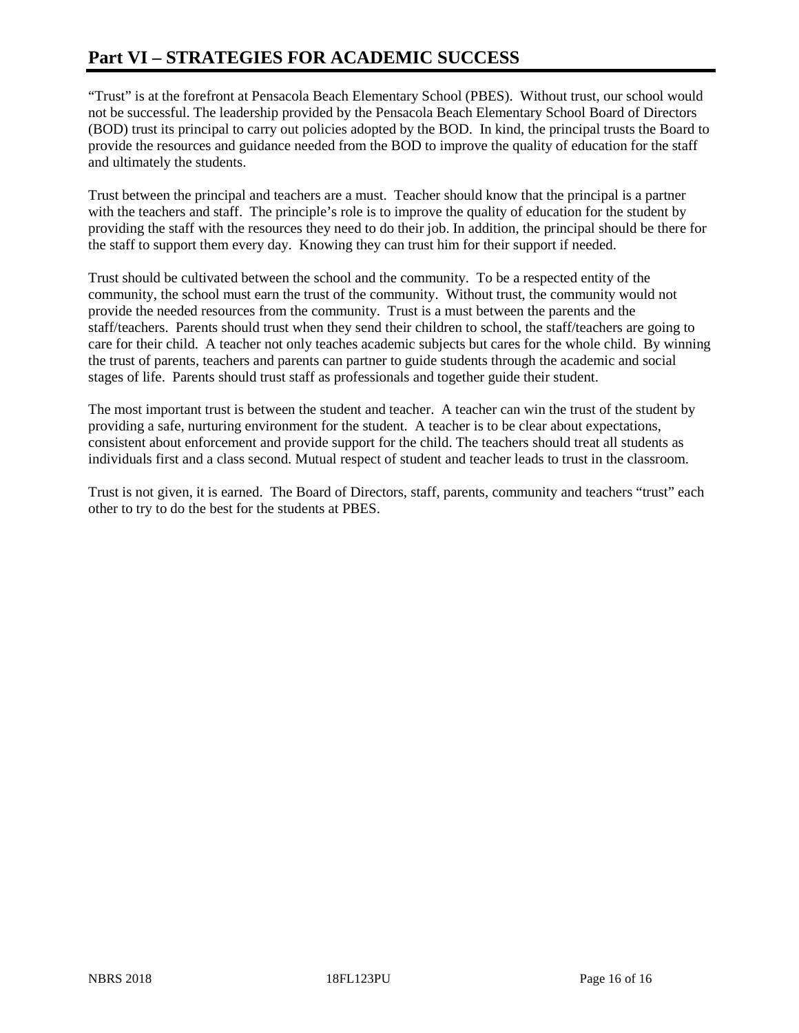# Part VI – STRATEGIES FOR ACADEMIC SUCCESS

"Trust" is at the forefront at Pensacola Beach Elementary School (PBES). Without trust, our school would not be successful. The leadership provided by the Pensacola Beach Elementary School Board of Directors (BOD) trust its principal to carry out policies adopted by the BOD. In kind, the principal trusts the Board to provide the resources and guidance needed from the BOD to improve the quality of education for the staff and ultimately the students.

Trust between the principal and teachers are a must. Teacher should know that the principal is a partner with the teachers and staff. The principle's role is to improve the quality of education for the student by providing the staff with the resources they need to do their job. In addition, the principal should be there for the staff to support them every day. Knowing they can trust him for their support if needed.

Trust should be cultivated between the school and the community. To be a respected entity of the community, the school must earn the trust of the community. Without trust, the community would not provide the needed resources from the community. Trust is a must between the parents and the staff/teachers. Parents should trust when they send their children to school, the staff/teachers are going to care for their child. A teacher not only teaches academic subjects but cares for the whole child. By winning the trust of parents, teachers and parents can partner to guide students through the academic and social stages of life. Parents should trust staff as professionals and together guide their student.

The most important trust is between the student and teacher. A teacher can win the trust of the student by providing a safe, nurturing environment for the student. A teacher is to be clear about expectations, consistent about enforcement and provide support for the child. The teachers should treat all students as individuals first and a class second. Mutual respect of student and teacher leads to trust in the classroom.

Trust is not given, it is earned. The Board of Directors, staff, parents, community and teachers "trust" each other to try to do the best for the students at PBES.